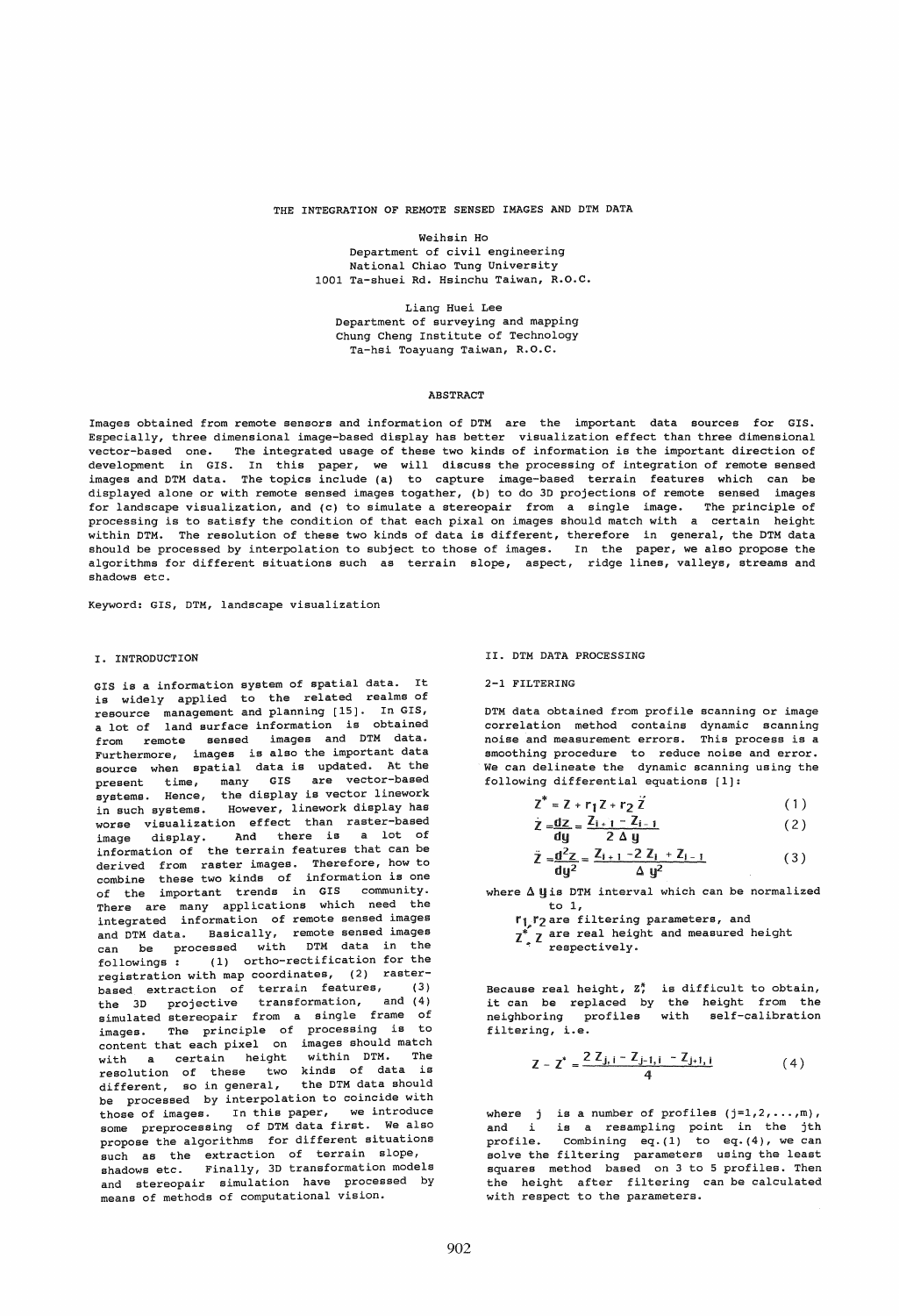# THE INTEGRATION OF REMOTE SENSED IMAGES AND DTM DATA

Weihsin Ho
Department of civil engineering
National Chiao Tung University
1001 Ta-shuei Rd. Hsinchu Taiwan, R.O.C.

Liang Huei Lee
Department of surveying and mapping
Chung Cheng Institute of Technology
Ta-hsi Toayuang Taiwan, R.O.C.

## ABSTRACT

Images obtained from remote sensors and information of DTM are the important data sources for GIS. Especially, three dimensional image-based display has better visualization effect than three dimensional vector-based one. The integrated usage of these two kinds of information is the important direction of development in GIS. In this paper, we will discuss the processing of integration of remote sensed images and DTM data. The topics include (a) to capture image-based terrain features which can be displayed alone or with remote sensed images togather, (b) to do 3D projections of remote sensed images for landscape visualization, and (c) to simulate a stereopair from a single image. The principle of processing is to satisfy the condition of that each pixal on images should match with a certain height within DTM. The resolution of these two kinds of data is different, therefore in general, the DTM data should be processed by interpolation to subject to those of images. In the paper, we also propose the algorithms for different situations such as terrain slope, aspect, ridge lines, valleys, streams and shadows etc.

Keyword: GIS, DTM, landscape visualization

## I. INTRODUCTION

GIS is a information system of spatial data. It is widely applied to the related realms of resource management and planning [15]. In GIS, a lot of land surface information is obtained from remote sensed images and DTM data. Furthermore, images is also the important data source when spatial data is updated. At the present time, many GIS are vector-based systems. Hence, the display is vector linework in such systems. However, linework display has worse visualization effect than raster-based image display. And there is a lot of information of the terrain features that can be derived from raster images. Therefore, how to combine these two kinds of information is one of the important trends in GIS community. There are many applications which need the integrated information of remote sensed images and DTM data. Basically, remote sensed images can be processed with DTM data in the followings : (1) ortho-rectification for the registration with map coordinates, (2) raster-based extraction of terrain features, (3) the 3D projective transformation, and (4) simulated stereopair from a single frame of images. The principle of processing is to content that each pixel on images should match with a certain height within DTM. The resolution of these two kinds of data is different, so in general, the DTM data should be processed by interpolation to coincide with those of images. In this paper, we introduce some preprocessing of DTM data first. We also propose the algorithms for different situations such as the extraction of terrain slope, shadows etc. Finally, 3D transformation models and stereopair simulation have processed by means of methods of computational vision.

## II. DTM DATA PROCESSING

### 2-1 FILTERING

DTM data obtained from profile scanning or image correlation method contains dynamic scanning noise and measurement errors. This process is a smoothing procedure to reduce noise and error. We can delineate the dynamic scanning using the following differential equations [1]:

$$Z^* = Z + r_1 \dot{Z} + r_2 \ddot{Z} \tag{1}$$

$$\dot{Z} = \frac{dz}{dy} = \frac{Z_{i+1} - Z_{i-1}}{2\Delta y} \tag{2}$$

$$\ddot{Z} = \frac{d^2 z}{dy^2} = \frac{Z_{i+1} - 2Z_i + Z_{i-1}}{\Delta y^2} \tag{3}$$

where $\Delta y$ is DTM interval which can be normalized to 1,

$r_1, r_2$ are filtering parameters, and

$Z^*, Z$ are real height and measured height respectively.

Because real height, $Z^*_i$ is difficult to obtain, it can be replaced by the height from the neighboring profiles with self-calibration filtering, i.e.

$$Z - Z^* = \frac{2Z_{j,i} - Z_{j-1,i} - Z_{j+1,i}}{4} \tag{4}$$

where $j$ is a number of profiles ($j=1,2,\ldots,m$), and $i$ is a resampling point in the jth profile. Combining eq.(1) to eq.(4), we can solve the filtering parameters using the least squares method based on 3 to 5 profiles. Then the height after filtering can be calculated with respect to the parameters.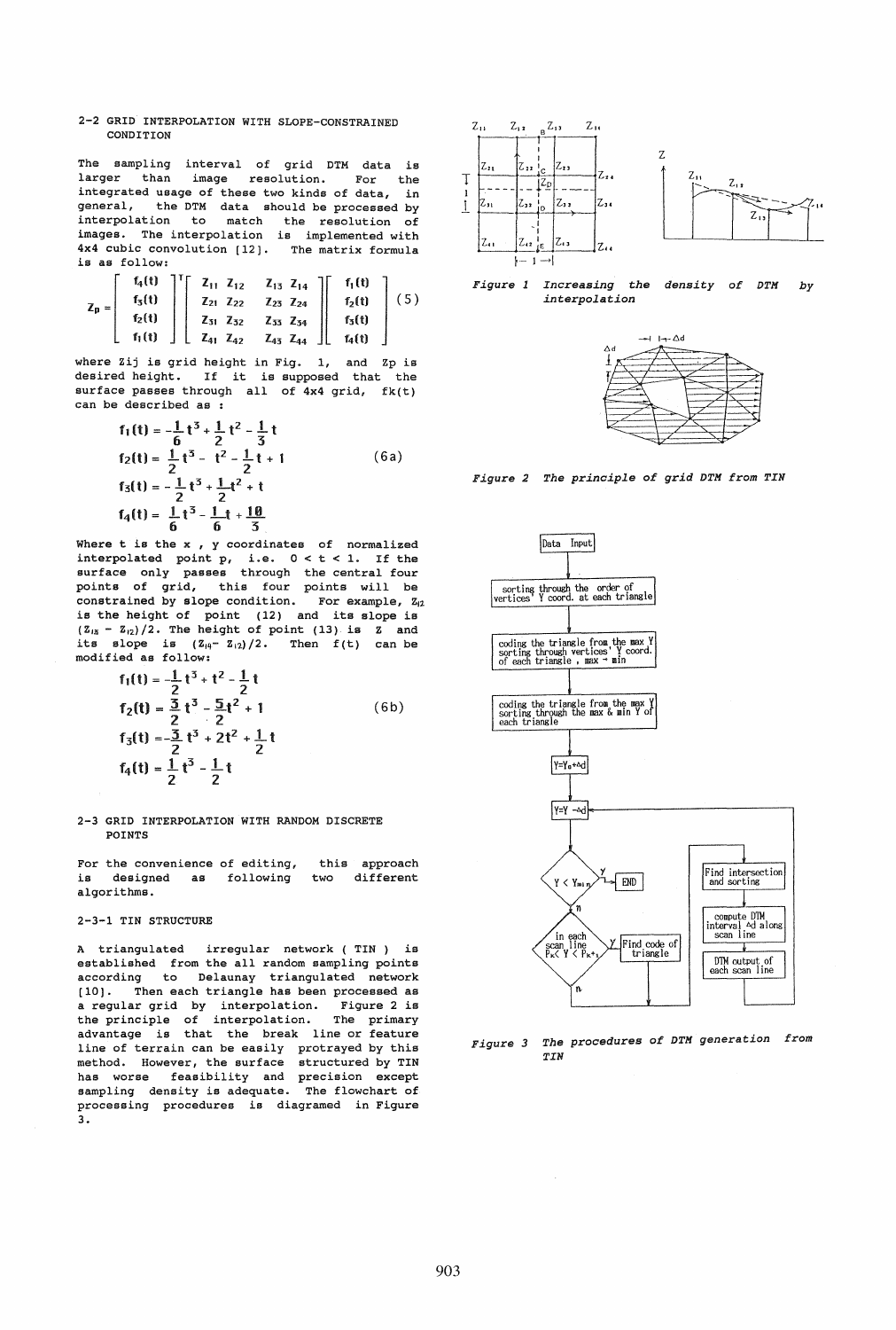## 2-2 GRID INTERPOLATION WITH SLOPE-CONSTRAINED CONDITION

The sampling interval of grid DTM data is larger than image resolution. For the integrated usage of these two kinds of data, in general, the DTM data should be processed by interpolation to match the resolution of images. The interpolation is implemented with 4x4 cubic convolution [12]. The matrix formula is as follow:

$$Z_p = \begin{bmatrix} f_4(t) \\ f_3(t) \\ f_2(t) \\ f_1(t) \end{bmatrix}^T \begin{bmatrix} Z_{11} & Z_{12} & Z_{13} & Z_{14} \\ Z_{21} & Z_{22} & Z_{23} & Z_{24} \\ Z_{31} & Z_{32} & Z_{33} & Z_{34} \\ Z_{41} & Z_{42} & Z_{43} & Z_{44} \end{bmatrix} \begin{bmatrix} f_1(t) \\ f_2(t) \\ f_3(t) \\ f_4(t) \end{bmatrix} \quad (5)$$

where Zij is grid height in Fig. 1, and Zp is desired height. If it is supposed that the surface passes through all of 4x4 grid, fk(t) can be described as :

$$\begin{aligned} f_1(t) &= -\frac{1}{6}t^3 + \frac{1}{2}t^2 - \frac{1}{3}t \\ f_2(t) &= \frac{1}{2}t^3 - t^2 - \frac{1}{2}t + 1 \\ f_3(t) &= -\frac{1}{2}t^3 + \frac{1}{2}t^2 + t \\ f_4(t) &= \frac{1}{6}t^3 - \frac{1}{6}t + \frac{10}{3} \end{aligned} \quad (6a)$$

Where t is the x , y coordinates of normalized interpolated point p, i.e. $0 < t < 1$. If the surface only passes through the central four points of grid, this four points will be constrained by slope condition. For example, $Z_{12}$ is the height of point (12) and its slope is $(Z_{13} - Z_{12})/2$. The height of point (13) is Z and its slope is $(Z_{14} - Z_{12})/2$. Then f(t) can be modified as follow:

$$\begin{aligned} f_1(t) &= -\frac{1}{2}t^3 + t^2 - \frac{1}{2}t \\ f_2(t) &= \frac{3}{2}t^3 - \frac{5}{2}t^2 + 1 \\ f_3(t) &= -\frac{3}{2}t^3 + 2t^2 + \frac{1}{2}t \\ f_4(t) &= \frac{1}{2}t^3 - \frac{1}{2}t \end{aligned} \quad (6b)$$

## 2-3 GRID INTERPOLATION WITH RANDOM DISCRETE POINTS

For the convenience of editing, this approach is designed as following two different algorithms.

### 2-3-1 TIN STRUCTURE

A triangulated irregular network ( TIN ) is established from the all random sampling points according to Delaunay triangulated network [10]. Then each triangle has been processed as a regular grid by interpolation. Figure 2 is the principle of interpolation. The primary advantage is that the break line or feature line of terrain can be easily protrayed by this method. However, the surface structured by TIN has worse feasibility and precision except sampling density is adequate. The flowchart of processing procedures is diagramed in Figure 3.

*Figure 1 Increasing the density of DTM by interpolation*

*Figure 2 The principle of grid DTM from TIN*

*Figure 3 The procedures of DTM generation from TIN*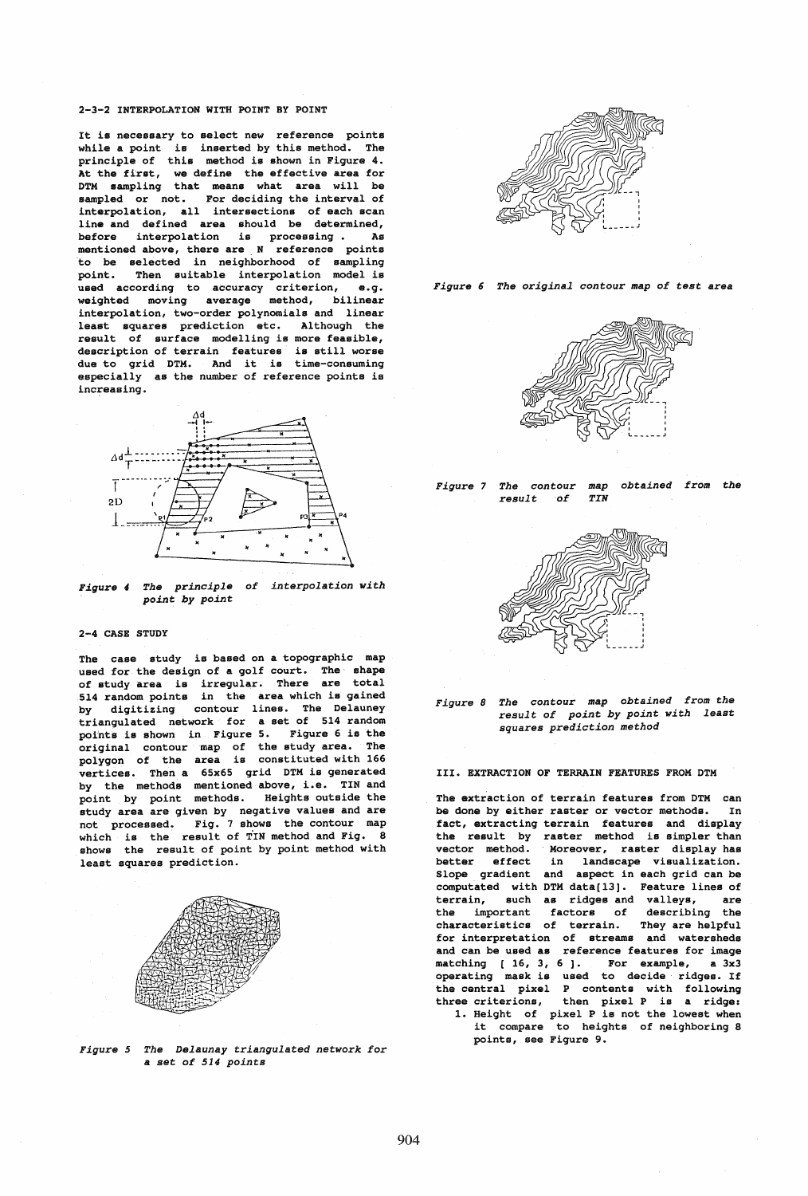## 2-3-2 INTERPOLATION WITH POINT BY POINT

It is necessary to select new reference points while a point is inserted by this method. The principle of this method is shown in Figure 4. At the first, we define the effective area for DTM sampling that means what area will be sampled or not. For deciding the interval of interpolation, all intersections of each scan line and defined area should be determined, before interpolation is processing. As mentioned above, there are N reference points to be selected in neighborhood of sampling point. Then suitable interpolation model is used according to accuracy criterion, e.g. weighted moving average method, bilinear interpolation, two-order polynomials and linear least squares prediction etc. Although the result of surface modelling is more feasible, description of terrain features is still worse due to grid DTM. And it is time-consuming especially as the number of reference points is increasing.

*Figure 4 The principle of interpolation with point by point*

## 2-4 CASE STUDY

The case study is based on a topographic map used for the design of a golf court. The shape of study area is irregular. There are total 514 random points in the area which is gained by digitizing contour lines. The Delauney triangulated network for a set of 514 random points is shown in Figure 5. Figure 6 is the original contour map of the study area. The polygon of the area is constituted with 166 vertices. Then a 65x65 grid DTM is generated by the methods mentioned above, i.e. TIN and point by point methods. Heights outside the study area are given by negative values and are not processed. Fig. 7 shows the contour map which is the result of TIN method and Fig. 8 shows the result of point by point method with least squares prediction.

*Figure 5 The Delaunay triangulated network for a set of 514 points*

*Figure 6 The original contour map of test area*

*Figure 7 The contour map obtained from the result of TIN*

*Figure 8 The contour map obtained from the result of point by point with least squares prediction method*

# III. EXTRACTION OF TERRAIN FEATURES FROM DTM

The extraction of terrain features from DTM can be done by either raster or vector methods. In fact, extracting terrain features and display the result by raster method is simpler than vector method. Moreover, raster display has better effect in landscape visualization. Slope gradient and aspect in each grid can be computated with DTM data[13]. Feature lines of terrain, such as ridges and valleys, are the important factors of describing the characteristics of terrain. They are helpful for interpretation of streams and watersheds and can be used as reference features for image matching [ 16, 3, 6 ]. For example, a 3x3 operating mask is used to decide ridges. If the central pixel P contents with following three criterions, then pixel P is a ridge:

1. Height of pixel P is not the lowest when it compare to heights of neighboring 8 points, see Figure 9.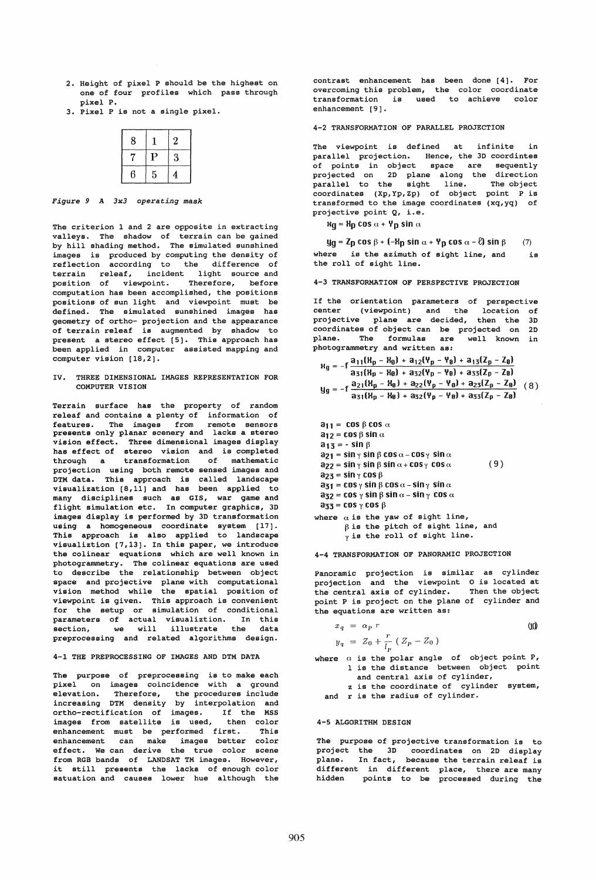2. Height of pixel P should be the highest on one of four profiles which pass through pixel P.
3. Pixel P is not a single pixel.

| 8 | 1 | 2 |
|---|---|---|
| 7 | P | 3 |
| 6 | 5 | 4 |

*Figure 9 A 3x3 operating mask*

The criterion 1 and 2 are opposite in extracting valleys. The shadow of terrain can be gained by hill shading method. The simulated sunshined images is produced by computing the density of reflection according to the difference of terrain releaf, incident light source and position of viewpoint. Therefore, before computation has been accomplished, the positions positions of sun light and viewpoint must be defined. The simulated sunshined images has geometry of ortho- projection and the appearance of terrain releaf is augmented by shadow to present a stereo effect [5]. This approach has been applied in computer assisted mapping and computer vision [18,2].

## IV. THREE DIMENSIONAL IMAGES REPRESENTATION FOR COMPUTER VISION

Terrain surface has the property of random releaf and contains a plenty of information of features. The images from remote sensors presents only planar scenery and lacks a stereo vision effect. Three dimensional images display has effect of stereo vision and is completed through a transformation of mathematic projection using both remote sensed images and DTM data. This approach is called landscape visualization [8,11] and has been applied to many disciplines such as GIS, war game and flight simulation etc. In computer graphics, 3D images display is performed by 3D transformation using a homogeneous coordinate system [17]. This approach is also applied to landscape visualiztion [7,13]. In this paper, we introduce the colinear equations which are well known in photogrammetry. The colinear equations are used to describe the relationship between object space and projective plane with computational vision method while the spatial position of viewpoint is given. This approach is convenient for the setup or simulation of conditional parameters of actual visualiztion. In this section, we will illustrate the data preprocessing and related algorithms design.

### 4-1 THE PREPROCESSING OF IMAGES AND DTM DATA

The purpose of preprocessing is to make each pixel on images coincidence with a ground elevation. Therefore, the procedures include increasing DTM density by interpolation and ortho-rectification of images. If the MSS images from satellite is used, then color enhancement must be performed first. This enhancement can make images better color effect. We can derive the true color scene from RGB bands of LANDSAT TM images. However, it still presents the lacks of enough color satuation and causes lower hue although the contrast enhancement has been done [4]. For overcoming this problem, the color coordinate transformation is used to achieve color enhancement [9].

### 4-2 TRANSFORMATION OF PARALLEL PROJECTION

The viewpoint is defined at infinite in parallel projection. Hence, the 3D coordintes of points in object space are sequently projected on 2D plane along the direction parallel to the sight line. The object coordinates (Xp,Yp,Zp) of object point P is transformed to the image coordinates (xq,yq) of projective point Q, i.e.

$$x_q = X_p \cos\alpha + Y_p \sin\alpha$$

$$y_q = Z_p \cos\beta + (-X_p \sin\alpha + Y_p \cos\alpha - \ell) \sin\beta \qquad (7)$$

where is the azimuth of sight line, and is the roll of sight line.

### 4-3 TRANSFORMATION OF PERSPECTIVE PROJECTION

If the orientation parameters of perspective center (viewpoint) and the location of projective plane are decided, then the 3D coordinates of object can be projected on 2D plane. The formulas are well known in photogrammetry and written as:

$$x_q = -f\frac{a_{11}(X_p - X_0) + a_{12}(Y_p - Y_0) + a_{13}(Z_p - Z_0)}{a_{31}(X_p - X_0) + a_{32}(Y_p - Y_0) + a_{33}(Z_p - Z_0)}$$

$$y_q = -f\frac{a_{21}(X_p - X_0) + a_{22}(Y_p - Y_0) + a_{23}(Z_p - Z_0)}{a_{31}(X_p - X_0) + a_{32}(Y_p - Y_0) + a_{33}(Z_p - Z_0)} \qquad (8)$$

$$\begin{aligned}
a_{11} &= \cos\beta\cos\alpha \\
a_{12} &= \cos\beta\sin\alpha \\
a_{13} &= -\sin\beta \\
a_{21} &= \sin\gamma\sin\beta\cos\alpha - \cos\gamma\sin\alpha \\
a_{22} &= \sin\gamma\sin\beta\sin\alpha + \cos\gamma\cos\alpha \qquad (9) \\
a_{23} &= \sin\gamma\cos\beta \\
a_{31} &= \cos\gamma\sin\beta\cos\alpha - \sin\gamma\sin\alpha \\
a_{32} &= \cos\gamma\sin\beta\sin\alpha - \sin\gamma\cos\alpha \\
a_{33} &= \cos\gamma\cos\beta
\end{aligned}$$

where $\alpha$ is the yaw of sight line,
$\beta$ is the pitch of sight line, and
$\gamma$ is the roll of sight line.

### 4-4 TRANSFORMATION OF PANORAMIC PROJECTION

Panoramic projection is similar as cylinder projection and the viewpoint O is located at the central axis of cylinder. Then the object point P is project on the plane of cylinder and the equations are written as:

$$x_q = \alpha_p\, r \qquad (10)$$

$$y_q = Z_0 + \frac{r}{l_p}(Z_p - Z_0)$$

where $\alpha$ is the polar angle of object point P,
l is the distance between object point and central axis of cylinder,
z is the coordinate of cylinder system,
and r is the radius of cylinder.

### 4-5 ALGORITHM DESIGN

The purpose of projective transformation is to project the 3D coordinates on 2D display plane. In fact, because the terrain releaf is different in different place, there are many hidden points to be processed during the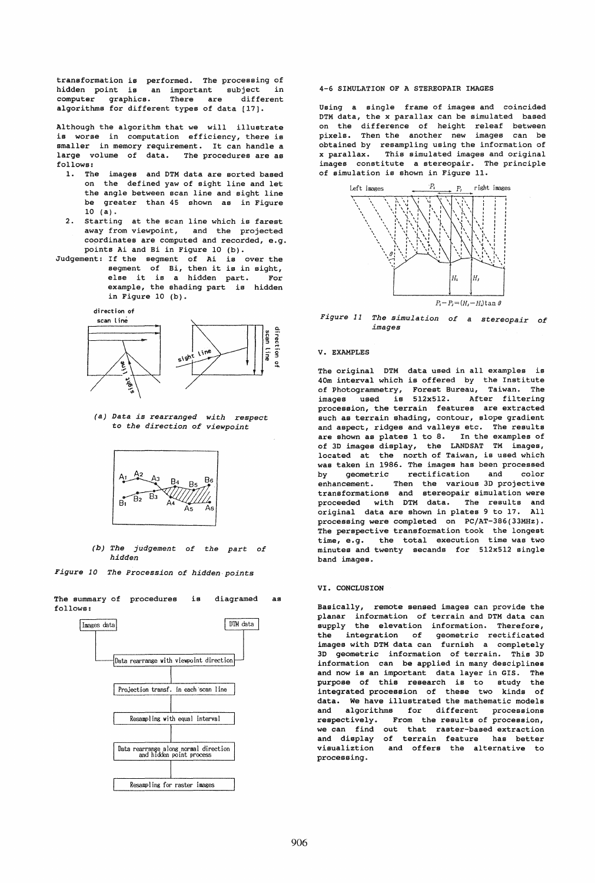transformation is performed. The processing of hidden point is an important subject in computer graphics. There are different algorithms for different types of data [17].

Although the algorithm that we will illustrate is worse in computation efficiency, there is smaller in memory requirement. It can handle a large volume of data. The procedures are as follows:

1. The images and DTM data are sorted based on the defined yaw of sight line and let the angle between scan line and sight line be greater than 45 shown as in Figure 10 (a).
2. Starting at the scan line which is farest away from viewpoint, and the projected coordinates are computed and recorded, e.g. points Ai and Bi in Figure 10 (b).

Judgement: If the segment of Ai is over the segment of Bi, then it is in sight, else it is a hidden part. For example, the shading part is hidden in Figure 10 (b).

*(a) Data is rearranged with respect to the direction of viewpoint*

*(b) The judgement of the part of hidden*

*Figure 10 The Procession of hidden points*

The summary of procedures is diagramed as follows:

Images data → DTM data → Data rearrange with viewpoint direction → Projection transf. in each scan line → Resampling with equal interval → Data rearrange along normal direction and hidden point process → Resampling for raster images

## 4-6 SIMULATION OF A STEREOPAIR IMAGES

Using a single frame of images and coincided DTM data, the x parallax can be simulated based on the difference of height releaf between pixels. Then the another new images can be obtained by resampling using the information of x parallax. This simulated images and original images constitute a stereopair. The principle of simulation is shown in Figure 11.

$$P_i - P_j = (H_i - H_j)\tan\theta$$

*Figure 11 The simulation of a stereopair of images*

## V. EXAMPLES

The original DTM data used in all examples is 40m interval which is offered by the Institute of Photogrammetry, Forest Bureau, Taiwan. The images used is 512x512. After filtering procession, the terrain features are extracted such as terrain shading, contour, slope gradient and aspect, ridges and valleys etc. The results are shown as plates 1 to 8. In the examples of of 3D images display, the LANDSAT TM images, located at the north of Taiwan, is used which was taken in 1986. The images has been processed by geometric rectification and color enhancement. Then the various 3D projective transformations and stereopair simulation were proceeded with DTM data. The results and original data are shown in plates 9 to 17. All processing were completed on PC/AT-386(33MHz). The perspective transformation took the longest time, e.g. the total execution time was two minutes and twenty secands for 512x512 single band images.

## VI. CONCLUSION

Basically, remote sensed images can provide the planar information of terrain and DTM data can supply the elevation information. Therefore, the integration of geometric rectificated images with DTM data can furnish a completely 3D geometric information of terrain. This 3D information can be applied in many desciplines and now is an important data layer in GIS. The purpose of this research is to study the integrated procession of these two kinds of data. We have illustrated the mathematic models and algorithms for different processions respectively. From the results of procession, we can find out that raster-based extraction and display of terrain feature has better visualiztion and offers the alternative to processing.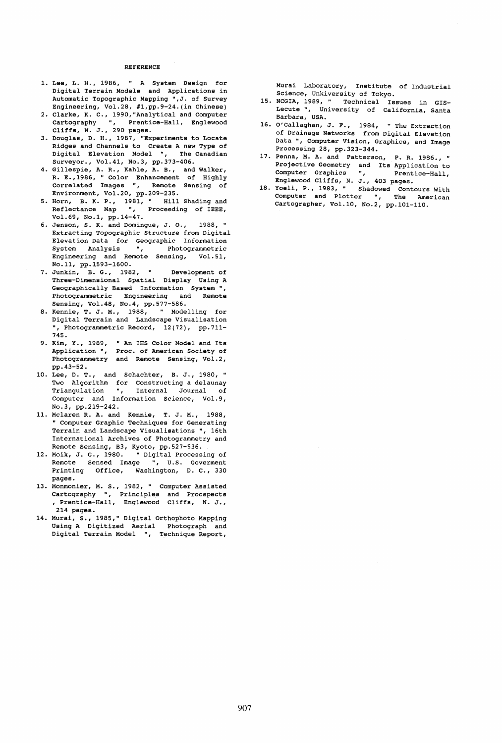## REFERENCE

1. Lee, L. H., 1986, " A System Design for Digital Terrain Models and Applications in Automatic Topographic Mapping ",J. of Survey Engineering, Vol.28, #1,pp.9-24.(in Chinese)
2. Clarke, K. C., 1990,"Analytical and Computer Cartography ", Prentice-Hall, Englewood Cliffs, N. J., 290 pages.
3. Douglas, D. H., 1987, "Experiments to Locate Ridges and Channels to Create A new Type of Digital Elevation Model ", The Canadian Surveyor., Vol.41, No.3, pp.373-406.
4. Gillespie, A. R., Kahle, A. B., and Walker, R. E.,1986, " Color Enhancement of Highly Correlated Images ", Remote Sensing of Environment, Vol.20, pp.209-235.
5. Horn, B. K. P., 1981, " Hill Shading and Reflectance Map ", Proceeding of IEEE, Vol.69, No.1, pp.14-47.
6. Jenson, S. K. and Domingue, J. O., 1988, " Extracting Topographic Structure from Digital Elevation Data for Geographic Information System Analysis ", Photogrammetric Engineering and Remote Sensing, Vol.51, No.11, pp.1593-1600.
7. Junkin, B. G., 1982, " Development of Three-Dimensional Spatial Display Using A Geographically Based Information System ", Photogrammetric Engineering and Remote Sensing, Vol.48, No.4, pp.577-586.
8. Kennie, T. J. M., 1988, " Modelling for Digital Terrain and Landscape Visualisation ", Photogrammetric Record, 12(72), pp.711-745.
9. Kim, Y., 1989, " An IHS Color Model and Its Application ", Proc. of American Society of Photogrammetry and Remote Sensing, Vol.2, pp.43-52.
10. Lee, D. T., and Schachter, B. J., 1980, " Two Algorithm for Constructing a delaunay Triangulation ", Internal Journal of Computer and Information Science, Vol.9, No.3, pp.219-242.
11. Mclaren R. A. and Kennie, T. J. M., 1988, " Computer Graphic Techniques for Generating Terrain and Landscape Visualisations ", 16th International Archives of Photogrammetry and Remote Sensing, B3, Kyoto, pp.527-536.
12. Moik, J. G., 1980. " Digital Processing of Remote Sensed Image ", U.S. Goverment Printing Office, Washington, D. C., 330 pages.
13. Monmonier, M. S., 1982, " Computer Assisted Cartography ", Principles and Procspects , Prentice-Hall, Englewood Cliffs, N. J., 214 pages.
14. Murai, S., 1985," Digital Orthophoto Mapping Using A Digitized Aerial Photograph and Digital Terrain Model ", Technique Report, Murai Laboratory, Institute of Industrial Science, Unkiversity of Tokyo.
15. NCGIA, 1989, " Technical Issues in GIS-Lecute ", University of California, Santa Barbara, USA.
16. O'Callaghan, J. F., 1984, " The Extraction of Drainage Networks from Digital Elevation Data ", Computer Vision, Graphics, and Image Processing 28, pp.323-344.
17. Penna, M. A. and Patterson, P. R. 1986., " Projective Geometry and Its Application to Computer Graphics ", Prentice-Hall, Englewood Cliffs, N. J., 403 pages.
18. Yoeli, P., 1983, " Shadowed Contours With Computer and Plotter ", The American Cartographer, Vol.10, No.2, pp.101-110.